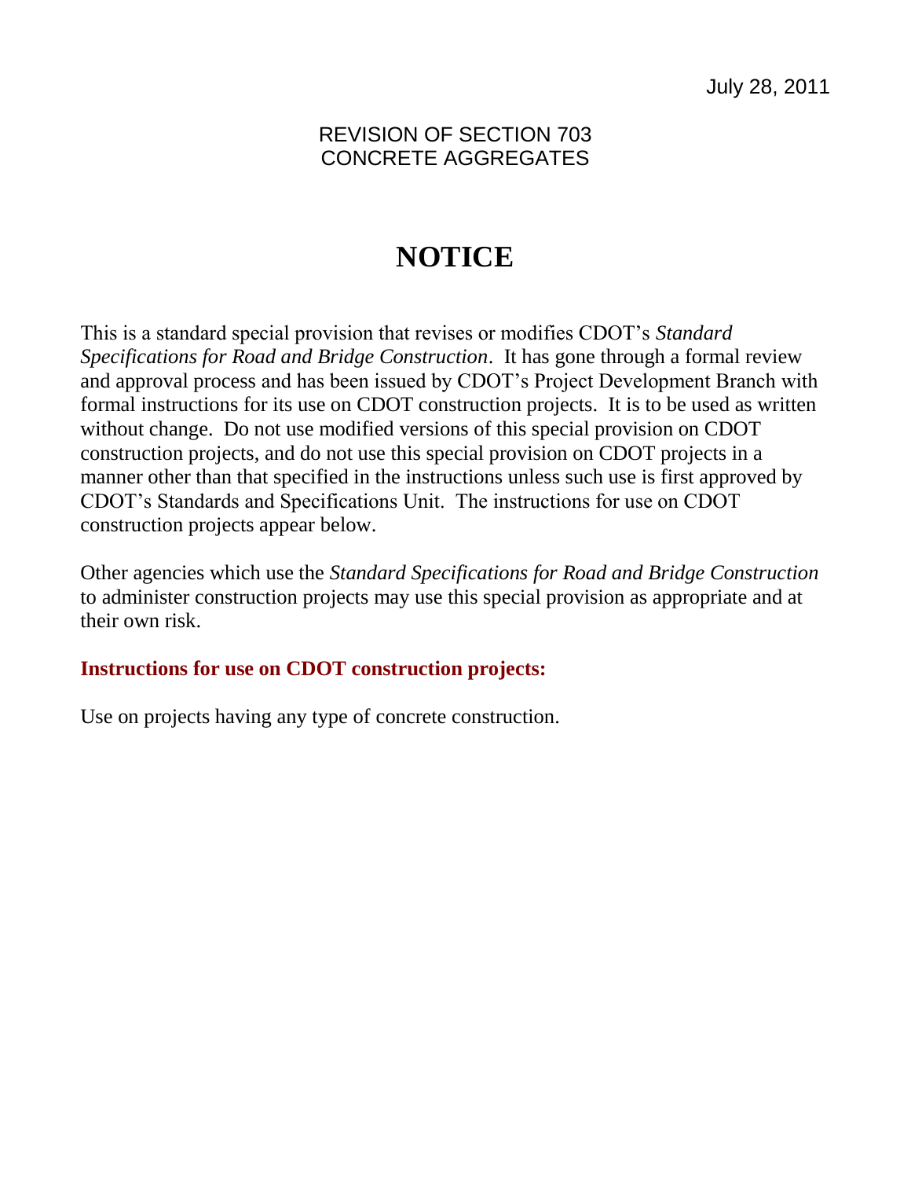July 28, 2011

REVISION OF SECTION 703
CONCRETE AGGREGATES

# NOTICE

This is a standard special provision that revises or modifies CDOT's *Standard Specifications for Road and Bridge Construction*. It has gone through a formal review and approval process and has been issued by CDOT's Project Development Branch with formal instructions for its use on CDOT construction projects. It is to be used as written without change. Do not use modified versions of this special provision on CDOT construction projects, and do not use this special provision on CDOT projects in a manner other than that specified in the instructions unless such use is first approved by CDOT's Standards and Specifications Unit. The instructions for use on CDOT construction projects appear below.

Other agencies which use the *Standard Specifications for Road and Bridge Construction* to administer construction projects may use this special provision as appropriate and at their own risk.

**Instructions for use on CDOT construction projects:**

Use on projects having any type of concrete construction.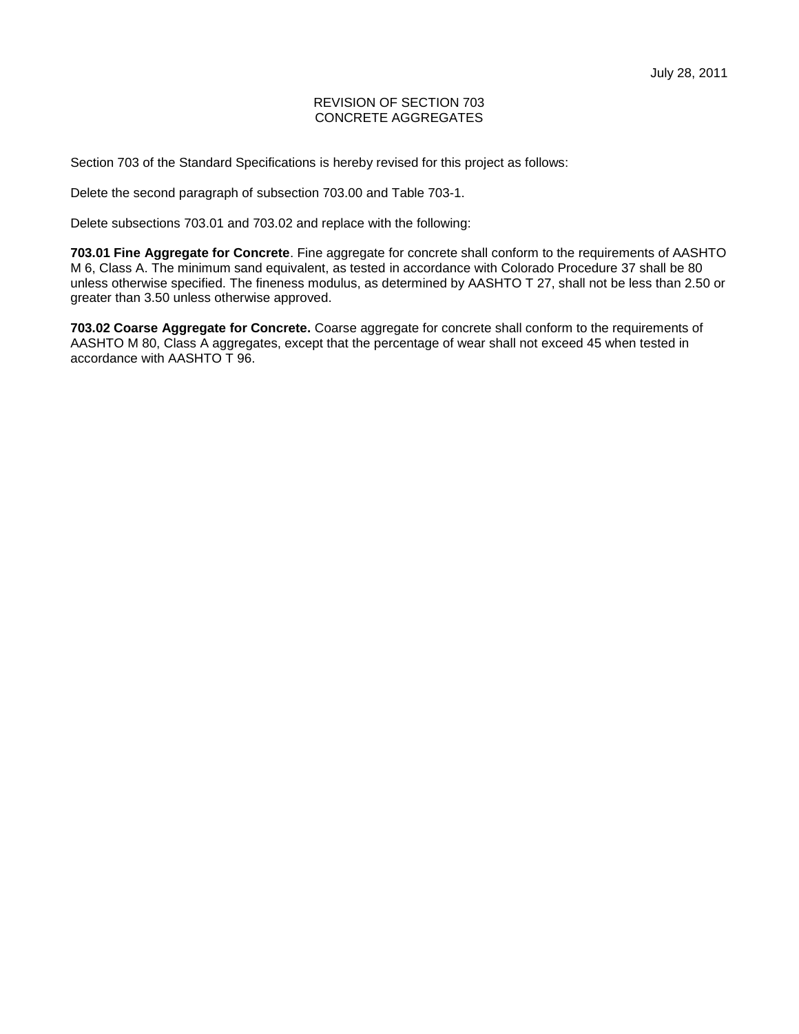July 28, 2011

REVISION OF SECTION 703
CONCRETE AGGREGATES

Section 703 of the Standard Specifications is hereby revised for this project as follows:

Delete the second paragraph of subsection 703.00 and Table 703-1.

Delete subsections 703.01 and 703.02 and replace with the following:

**703.01 Fine Aggregate for Concrete**. Fine aggregate for concrete shall conform to the requirements of AASHTO M 6, Class A. The minimum sand equivalent, as tested in accordance with Colorado Procedure 37 shall be 80 unless otherwise specified. The fineness modulus, as determined by AASHTO T 27, shall not be less than 2.50 or greater than 3.50 unless otherwise approved.

**703.02 Coarse Aggregate for Concrete.** Coarse aggregate for concrete shall conform to the requirements of AASHTO M 80, Class A aggregates, except that the percentage of wear shall not exceed 45 when tested in accordance with AASHTO T 96.